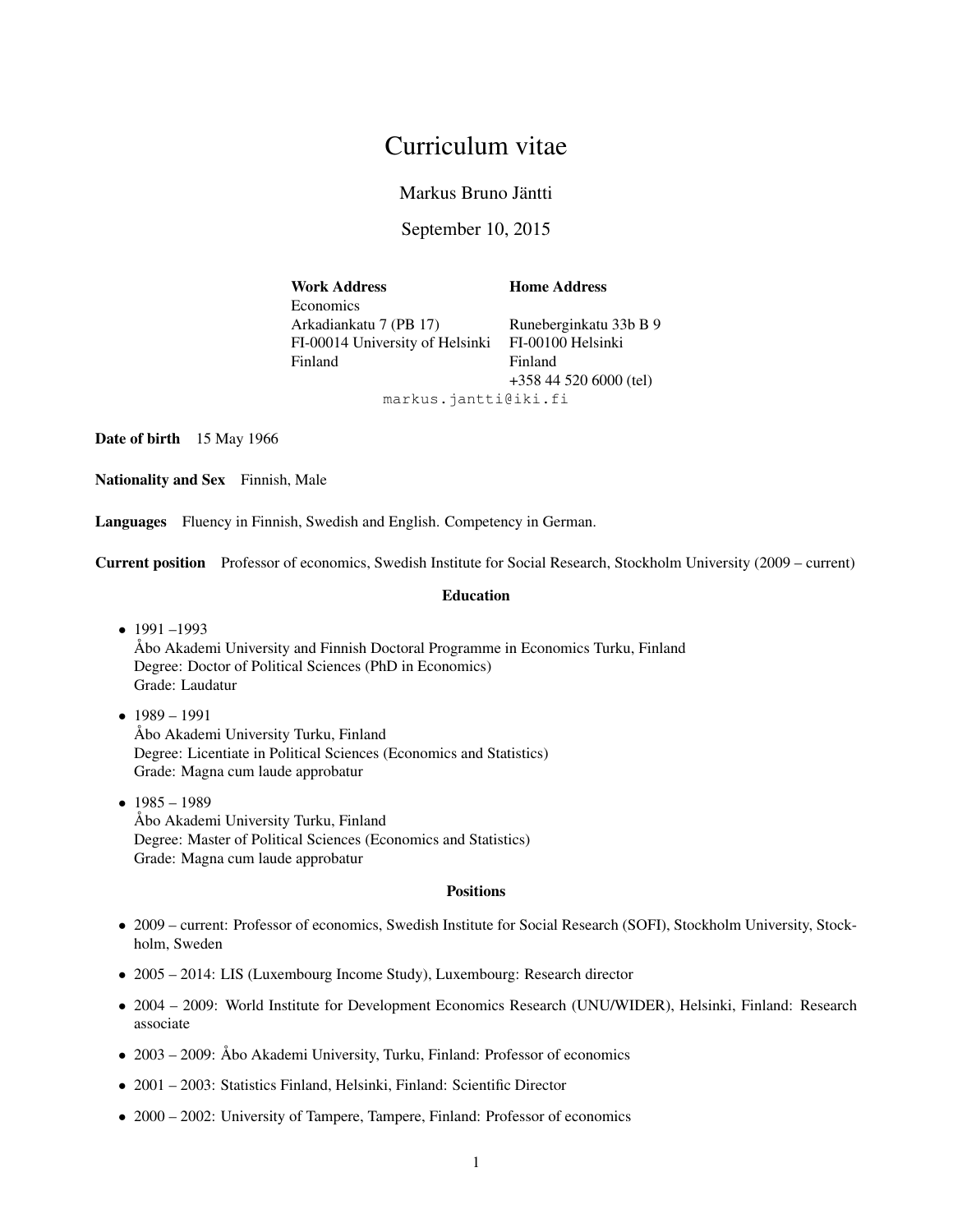# Curriculum vitae

Markus Bruno Jäntti

September 10, 2015

| **Work Address** | **Home Address** |
|---|---|
| Economics | |
| Arkadiankatu 7 (PB 17) | Runeberginkatu 33b B 9 |
| FI-00014 University of Helsinki | FI-00100 Helsinki |
| Finland | Finland |
| | +358 44 520 6000 (tel) |

markus.jantti@iki.fi

**Date of birth** 15 May 1966

**Nationality and Sex** Finnish, Male

**Languages** Fluency in Finnish, Swedish and English. Competency in German.

**Current position** Professor of economics, Swedish Institute for Social Research, Stockholm University (2009 – current)

## Education

- 1991 –1993
  Åbo Akademi University and Finnish Doctoral Programme in Economics Turku, Finland
  Degree: Doctor of Political Sciences (PhD in Economics)
  Grade: Laudatur
- 1989 – 1991
  Åbo Akademi University Turku, Finland
  Degree: Licentiate in Political Sciences (Economics and Statistics)
  Grade: Magna cum laude approbatur
- 1985 – 1989
  Åbo Akademi University Turku, Finland
  Degree: Master of Political Sciences (Economics and Statistics)
  Grade: Magna cum laude approbatur

## Positions

- 2009 – current: Professor of economics, Swedish Institute for Social Research (SOFI), Stockholm University, Stockholm, Sweden
- 2005 – 2014: LIS (Luxembourg Income Study), Luxembourg: Research director
- 2004 – 2009: World Institute for Development Economics Research (UNU/WIDER), Helsinki, Finland: Research associate
- 2003 – 2009: Åbo Akademi University, Turku, Finland: Professor of economics
- 2001 – 2003: Statistics Finland, Helsinki, Finland: Scientific Director
- 2000 – 2002: University of Tampere, Tampere, Finland: Professor of economics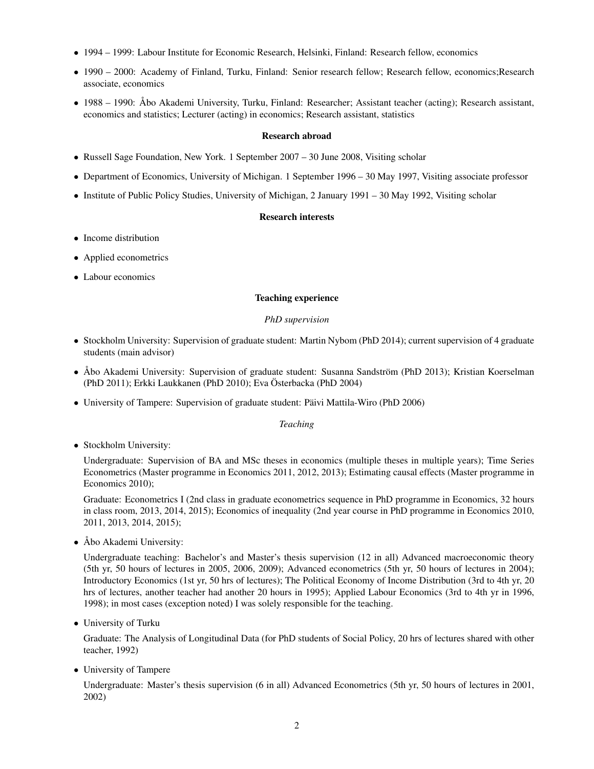- 1994 – 1999: Labour Institute for Economic Research, Helsinki, Finland: Research fellow, economics
- 1990 – 2000: Academy of Finland, Turku, Finland: Senior research fellow; Research fellow, economics;Research associate, economics
- 1988 – 1990: Åbo Akademi University, Turku, Finland: Researcher; Assistant teacher (acting); Research assistant, economics and statistics; Lecturer (acting) in economics; Research assistant, statistics

## Research abroad

- Russell Sage Foundation, New York. 1 September 2007 – 30 June 2008, Visiting scholar
- Department of Economics, University of Michigan. 1 September 1996 – 30 May 1997, Visiting associate professor
- Institute of Public Policy Studies, University of Michigan, 2 January 1991 – 30 May 1992, Visiting scholar

## Research interests

- Income distribution
- Applied econometrics
- Labour economics

## Teaching experience

### *PhD supervision*

- Stockholm University: Supervision of graduate student: Martin Nybom (PhD 2014); current supervision of 4 graduate students (main advisor)
- Åbo Akademi University: Supervision of graduate student: Susanna Sandström (PhD 2013); Kristian Koerselman (PhD 2011); Erkki Laukkanen (PhD 2010); Eva Österbacka (PhD 2004)
- University of Tampere: Supervision of graduate student: Päivi Mattila-Wiro (PhD 2006)

### *Teaching*

- Stockholm University:

  Undergraduate: Supervision of BA and MSc theses in economics (multiple theses in multiple years); Time Series Econometrics (Master programme in Economics 2011, 2012, 2013); Estimating causal effects (Master programme in Economics 2010);

  Graduate: Econometrics I (2nd class in graduate econometrics sequence in PhD programme in Economics, 32 hours in class room, 2013, 2014, 2015); Economics of inequality (2nd year course in PhD programme in Economics 2010, 2011, 2013, 2014, 2015);

- Åbo Akademi University:

  Undergraduate teaching: Bachelor's and Master's thesis supervision (12 in all) Advanced macroeconomic theory (5th yr, 50 hours of lectures in 2005, 2006, 2009); Advanced econometrics (5th yr, 50 hours of lectures in 2004); Introductory Economics (1st yr, 50 hrs of lectures); The Political Economy of Income Distribution (3rd to 4th yr, 20 hrs of lectures, another teacher had another 20 hours in 1995); Applied Labour Economics (3rd to 4th yr in 1996, 1998); in most cases (exception noted) I was solely responsible for the teaching.

- University of Turku

  Graduate: The Analysis of Longitudinal Data (for PhD students of Social Policy, 20 hrs of lectures shared with other teacher, 1992)

- University of Tampere

  Undergraduate: Master's thesis supervision (6 in all) Advanced Econometrics (5th yr, 50 hours of lectures in 2001, 2002)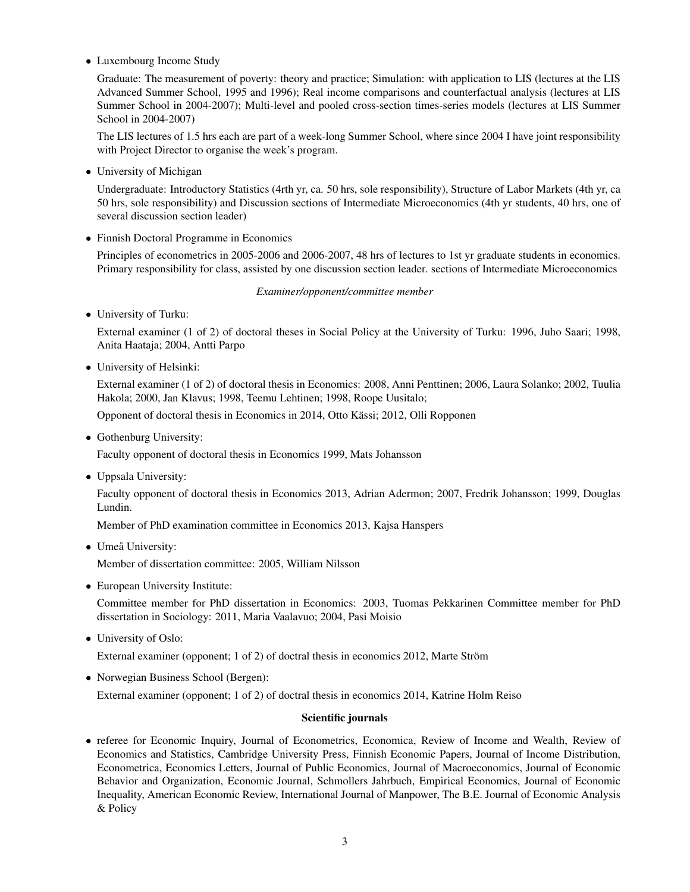- Luxembourg Income Study

  Graduate: The measurement of poverty: theory and practice; Simulation: with application to LIS (lectures at the LIS Advanced Summer School, 1995 and 1996); Real income comparisons and counterfactual analysis (lectures at LIS Summer School in 2004-2007); Multi-level and pooled cross-section times-series models (lectures at LIS Summer School in 2004-2007)

  The LIS lectures of 1.5 hrs each are part of a week-long Summer School, where since 2004 I have joint responsibility with Project Director to organise the week's program.

- University of Michigan

  Undergraduate: Introductory Statistics (4rth yr, ca. 50 hrs, sole responsibility), Structure of Labor Markets (4th yr, ca 50 hrs, sole responsibility) and Discussion sections of Intermediate Microeconomics (4th yr students, 40 hrs, one of several discussion section leader)

- Finnish Doctoral Programme in Economics

  Principles of econometrics in 2005-2006 and 2006-2007, 48 hrs of lectures to 1st yr graduate students in economics. Primary responsibility for class, assisted by one discussion section leader. sections of Intermediate Microeconomics

*Examiner/opponent/committee member*

- University of Turku:

  External examiner (1 of 2) of doctoral theses in Social Policy at the University of Turku: 1996, Juho Saari; 1998, Anita Haataja; 2004, Antti Parpo

- University of Helsinki:

  External examiner (1 of 2) of doctoral thesis in Economics: 2008, Anni Penttinen; 2006, Laura Solanko; 2002, Tuulia Hakola; 2000, Jan Klavus; 1998, Teemu Lehtinen; 1998, Roope Uusitalo;

  Opponent of doctoral thesis in Economics in 2014, Otto Kässi; 2012, Olli Ropponen

- Gothenburg University:

  Faculty opponent of doctoral thesis in Economics 1999, Mats Johansson

- Uppsala University:

  Faculty opponent of doctoral thesis in Economics 2013, Adrian Adermon; 2007, Fredrik Johansson; 1999, Douglas Lundin.

  Member of PhD examination committee in Economics 2013, Kajsa Hanspers

- Umeå University:

  Member of dissertation committee: 2005, William Nilsson

- European University Institute:

  Committee member for PhD dissertation in Economics: 2003, Tuomas Pekkarinen Committee member for PhD dissertation in Sociology: 2011, Maria Vaalavuo; 2004, Pasi Moisio

- University of Oslo:

  External examiner (opponent; 1 of 2) of doctral thesis in economics 2012, Marte Ström

- Norwegian Business School (Bergen):

  External examiner (opponent; 1 of 2) of doctral thesis in economics 2014, Katrine Holm Reiso

**Scientific journals**

- referee for Economic Inquiry, Journal of Econometrics, Economica, Review of Income and Wealth, Review of Economics and Statistics, Cambridge University Press, Finnish Economic Papers, Journal of Income Distribution, Econometrica, Economics Letters, Journal of Public Economics, Journal of Macroeconomics, Journal of Economic Behavior and Organization, Economic Journal, Schmollers Jahrbuch, Empirical Economics, Journal of Economic Inequality, American Economic Review, International Journal of Manpower, The B.E. Journal of Economic Analysis & Policy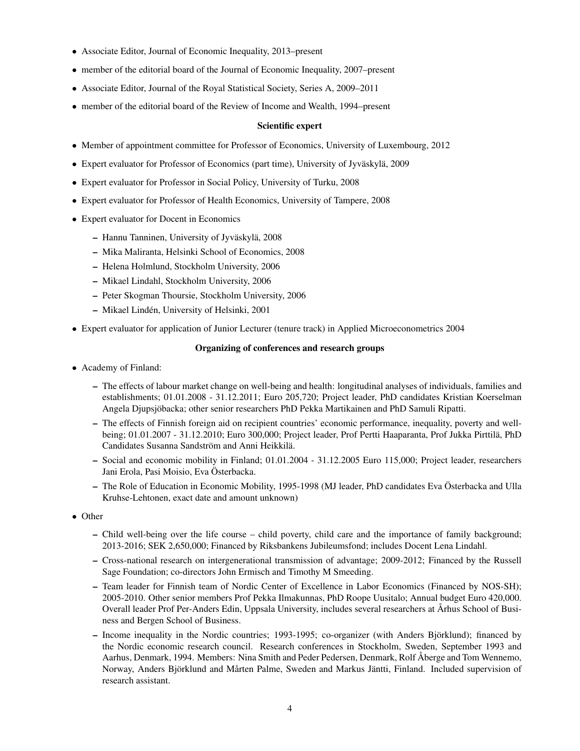- Associate Editor, Journal of Economic Inequality, 2013–present
- member of the editorial board of the Journal of Economic Inequality, 2007–present
- Associate Editor, Journal of the Royal Statistical Society, Series A, 2009–2011
- member of the editorial board of the Review of Income and Wealth, 1994–present

**Scientific expert**

- Member of appointment committee for Professor of Economics, University of Luxembourg, 2012
- Expert evaluator for Professor of Economics (part time), University of Jyväskylä, 2009
- Expert evaluator for Professor in Social Policy, University of Turku, 2008
- Expert evaluator for Professor of Health Economics, University of Tampere, 2008
- Expert evaluator for Docent in Economics
  - Hannu Tanninen, University of Jyväskylä, 2008
  - Mika Maliranta, Helsinki School of Economics, 2008
  - Helena Holmlund, Stockholm University, 2006
  - Mikael Lindahl, Stockholm University, 2006
  - Peter Skogman Thoursie, Stockholm University, 2006
  - Mikael Lindén, University of Helsinki, 2001
- Expert evaluator for application of Junior Lecturer (tenure track) in Applied Microeconometrics 2004

**Organizing of conferences and research groups**

- Academy of Finland:
  - The effects of labour market change on well-being and health: longitudinal analyses of individuals, families and establishments; 01.01.2008 - 31.12.2011; Euro 205,720; Project leader, PhD candidates Kristian Koerselman Angela Djupsjöbacka; other senior researchers PhD Pekka Martikainen and PhD Samuli Ripatti.
  - The effects of Finnish foreign aid on recipient countries' economic performance, inequality, poverty and well-being; 01.01.2007 - 31.12.2010; Euro 300,000; Project leader, Prof Pertti Haaparanta, Prof Jukka Pirttilä, PhD Candidates Susanna Sandström and Anni Heikkilä.
  - Social and economic mobility in Finland; 01.01.2004 - 31.12.2005 Euro 115,000; Project leader, researchers Jani Erola, Pasi Moisio, Eva Österbacka.
  - The Role of Education in Economic Mobility, 1995-1998 (MJ leader, PhD candidates Eva Österbacka and Ulla Kruhse-Lehtonen, exact date and amount unknown)
- Other
  - Child well-being over the life course – child poverty, child care and the importance of family background; 2013-2016; SEK 2,650,000; Financed by Riksbankens Jubileumsfond; includes Docent Lena Lindahl.
  - Cross-national research on intergenerational transmission of advantage; 2009-2012; Financed by the Russell Sage Foundation; co-directors John Ermisch and Timothy M Smeeding.
  - Team leader for Finnish team of Nordic Center of Excellence in Labor Economics (Financed by NOS-SH); 2005-2010. Other senior members Prof Pekka Ilmakunnas, PhD Roope Uusitalo; Annual budget Euro 420,000. Overall leader Prof Per-Anders Edin, Uppsala University, includes several researchers at Århus School of Business and Bergen School of Business.
  - Income inequality in the Nordic countries; 1993-1995; co-organizer (with Anders Björklund); financed by the Nordic economic research council. Research conferences in Stockholm, Sweden, September 1993 and Aarhus, Denmark, 1994. Members: Nina Smith and Peder Pedersen, Denmark, Rolf Åberge and Tom Wennemo, Norway, Anders Björklund and Mårten Palme, Sweden and Markus Jäntti, Finland. Included supervision of research assistant.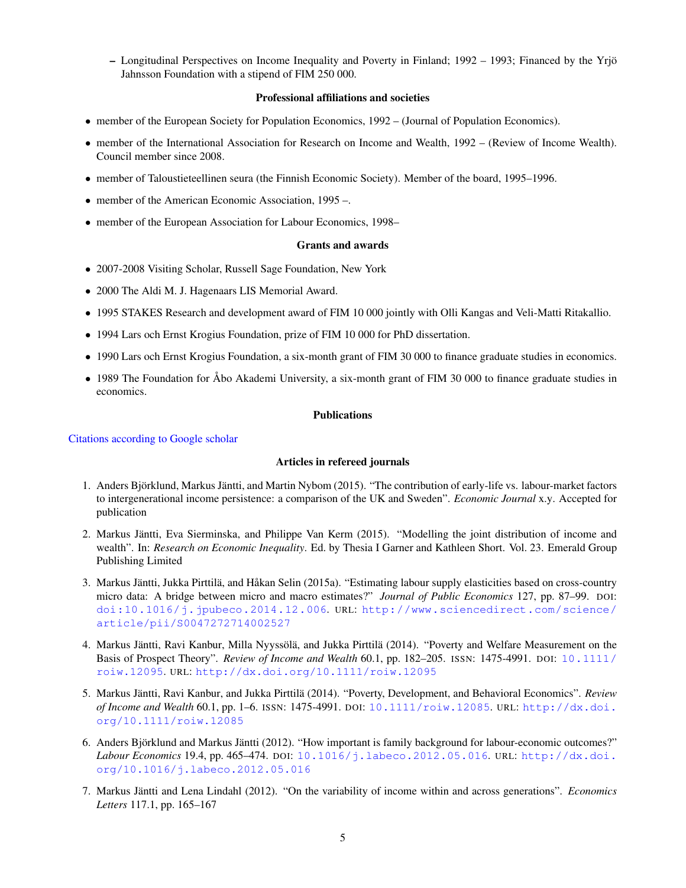- Longitudinal Perspectives on Income Inequality and Poverty in Finland; 1992 – 1993; Financed by the Yrjö Jahnsson Foundation with a stipend of FIM 250 000.

### Professional affiliations and societies

- member of the European Society for Population Economics, 1992 – (Journal of Population Economics).
- member of the International Association for Research on Income and Wealth, 1992 – (Review of Income Wealth). Council member since 2008.
- member of Taloustieteellinen seura (the Finnish Economic Society). Member of the board, 1995–1996.
- member of the American Economic Association, 1995 –.
- member of the European Association for Labour Economics, 1998–

### Grants and awards

- 2007-2008 Visiting Scholar, Russell Sage Foundation, New York
- 2000 The Aldi M. J. Hagenaars LIS Memorial Award.
- 1995 STAKES Research and development award of FIM 10 000 jointly with Olli Kangas and Veli-Matti Ritakallio.
- 1994 Lars och Ernst Krogius Foundation, prize of FIM 10 000 for PhD dissertation.
- 1990 Lars och Ernst Krogius Foundation, a six-month grant of FIM 30 000 to finance graduate studies in economics.
- 1989 The Foundation for Åbo Akademi University, a six-month grant of FIM 30 000 to finance graduate studies in economics.

## Publications

Citations according to Google scholar

### Articles in refereed journals

1. Anders Björklund, Markus Jäntti, and Martin Nybom (2015). "The contribution of early-life vs. labour-market factors to intergenerational income persistence: a comparison of the UK and Sweden". *Economic Journal* x.y. Accepted for publication
2. Markus Jäntti, Eva Sierminska, and Philippe Van Kerm (2015). "Modelling the joint distribution of income and wealth". In: *Research on Economic Inequality*. Ed. by Thesia I Garner and Kathleen Short. Vol. 23. Emerald Group Publishing Limited
3. Markus Jäntti, Jukka Pirttilä, and Håkan Selin (2015a). "Estimating labour supply elasticities based on cross-country micro data: A bridge between micro and macro estimates?" *Journal of Public Economics* 127, pp. 87–99. DOI: doi:10.1016/j.jpubeco.2014.12.006. URL: http://www.sciencedirect.com/science/article/pii/S0047272714002527
4. Markus Jäntti, Ravi Kanbur, Milla Nyyssölä, and Jukka Pirttilä (2014). "Poverty and Welfare Measurement on the Basis of Prospect Theory". *Review of Income and Wealth* 60.1, pp. 182–205. ISSN: 1475-4991. DOI: 10.1111/roiw.12095. URL: http://dx.doi.org/10.1111/roiw.12095
5. Markus Jäntti, Ravi Kanbur, and Jukka Pirttilä (2014). "Poverty, Development, and Behavioral Economics". *Review of Income and Wealth* 60.1, pp. 1–6. ISSN: 1475-4991. DOI: 10.1111/roiw.12085. URL: http://dx.doi.org/10.1111/roiw.12085
6. Anders Björklund and Markus Jäntti (2012). "How important is family background for labour-economic outcomes?" *Labour Economics* 19.4, pp. 465–474. DOI: 10.1016/j.labeco.2012.05.016. URL: http://dx.doi.org/10.1016/j.labeco.2012.05.016
7. Markus Jäntti and Lena Lindahl (2012). "On the variability of income within and across generations". *Economics Letters* 117.1, pp. 165–167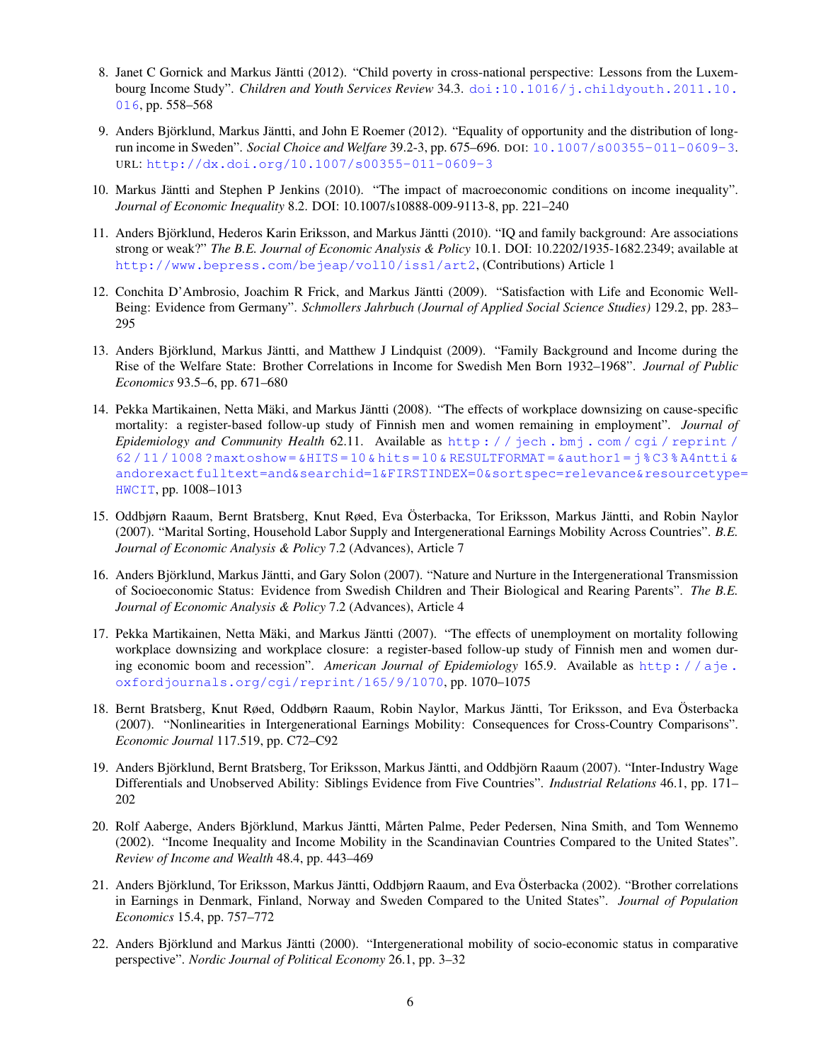8. Janet C Gornick and Markus Jäntti (2012). "Child poverty in cross-national perspective: Lessons from the Luxembourg Income Study". *Children and Youth Services Review* 34.3. doi:10.1016/j.childyouth.2011.10.016, pp. 558–568

9. Anders Björklund, Markus Jäntti, and John E Roemer (2012). "Equality of opportunity and the distribution of long-run income in Sweden". *Social Choice and Welfare* 39.2-3, pp. 675–696. DOI: 10.1007/s00355-011-0609-3. URL: http://dx.doi.org/10.1007/s00355-011-0609-3

10. Markus Jäntti and Stephen P Jenkins (2010). "The impact of macroeconomic conditions on income inequality". *Journal of Economic Inequality* 8.2. DOI: 10.1007/s10888-009-9113-8, pp. 221–240

11. Anders Björklund, Hederos Karin Eriksson, and Markus Jäntti (2010). "IQ and family background: Are associations strong or weak?" *The B.E. Journal of Economic Analysis & Policy* 10.1. DOI: 10.2202/1935-1682.2349; available at http://www.bepress.com/bejeap/vol10/iss1/art2, (Contributions) Article 1

12. Conchita D'Ambrosio, Joachim R Frick, and Markus Jäntti (2009). "Satisfaction with Life and Economic Well-Being: Evidence from Germany". *Schmollers Jahrbuch (Journal of Applied Social Science Studies)* 129.2, pp. 283–295

13. Anders Björklund, Markus Jäntti, and Matthew J Lindquist (2009). "Family Background and Income during the Rise of the Welfare State: Brother Correlations in Income for Swedish Men Born 1932–1968". *Journal of Public Economics* 93.5–6, pp. 671–680

14. Pekka Martikainen, Netta Mäki, and Markus Jäntti (2008). "The effects of workplace downsizing on cause-specific mortality: a register-based follow-up study of Finnish men and women remaining in employment". *Journal of Epidemiology and Community Health* 62.11. Available as http://jech.bmj.com/cgi/reprint/62/11/1008?maxtoshow=&HITS=10&hits=10&RESULTFORMAT=&author1=j%C3%A4ntti&andorexactfulltext=and&searchid=1&FIRSTINDEX=0&sortspec=relevance&resourcetype=HWCIT, pp. 1008–1013

15. Oddbjørn Raaum, Bernt Bratsberg, Knut Røed, Eva Österbacka, Tor Eriksson, Markus Jäntti, and Robin Naylor (2007). "Marital Sorting, Household Labor Supply and Intergenerational Earnings Mobility Across Countries". *B.E. Journal of Economic Analysis & Policy* 7.2 (Advances), Article 7

16. Anders Björklund, Markus Jäntti, and Gary Solon (2007). "Nature and Nurture in the Intergenerational Transmission of Socioeconomic Status: Evidence from Swedish Children and Their Biological and Rearing Parents". *The B.E. Journal of Economic Analysis & Policy* 7.2 (Advances), Article 4

17. Pekka Martikainen, Netta Mäki, and Markus Jäntti (2007). "The effects of unemployment on mortality following workplace downsizing and workplace closure: a register-based follow-up study of Finnish men and women during economic boom and recession". *American Journal of Epidemiology* 165.9. Available as http://aje.oxfordjournals.org/cgi/reprint/165/9/1070, pp. 1070–1075

18. Bernt Bratsberg, Knut Røed, Oddbørn Raaum, Robin Naylor, Markus Jäntti, Tor Eriksson, and Eva Österbacka (2007). "Nonlinearities in Intergenerational Earnings Mobility: Consequences for Cross-Country Comparisons". *Economic Journal* 117.519, pp. C72–C92

19. Anders Björklund, Bernt Bratsberg, Tor Eriksson, Markus Jäntti, and Oddbjörn Raaum (2007). "Inter-Industry Wage Differentials and Unobserved Ability: Siblings Evidence from Five Countries". *Industrial Relations* 46.1, pp. 171–202

20. Rolf Aaberge, Anders Björklund, Markus Jäntti, Mårten Palme, Peder Pedersen, Nina Smith, and Tom Wennemo (2002). "Income Inequality and Income Mobility in the Scandinavian Countries Compared to the United States". *Review of Income and Wealth* 48.4, pp. 443–469

21. Anders Björklund, Tor Eriksson, Markus Jäntti, Oddbjørn Raaum, and Eva Österbacka (2002). "Brother correlations in Earnings in Denmark, Finland, Norway and Sweden Compared to the United States". *Journal of Population Economics* 15.4, pp. 757–772

22. Anders Björklund and Markus Jäntti (2000). "Intergenerational mobility of socio-economic status in comparative perspective". *Nordic Journal of Political Economy* 26.1, pp. 3–32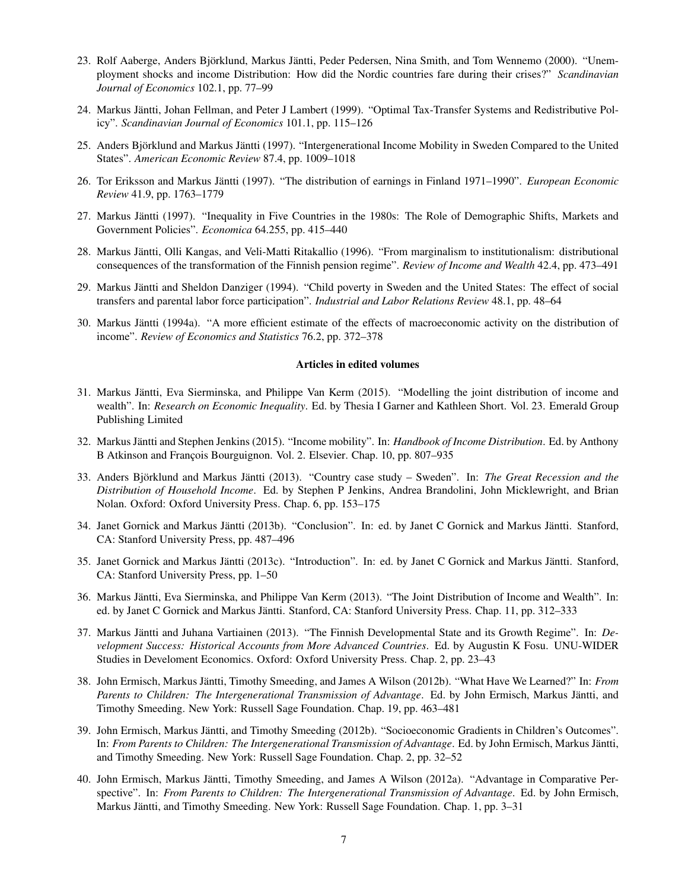23. Rolf Aaberge, Anders Björklund, Markus Jäntti, Peder Pedersen, Nina Smith, and Tom Wennemo (2000). "Unemployment shocks and income Distribution: How did the Nordic countries fare during their crises?" *Scandinavian Journal of Economics* 102.1, pp. 77–99

24. Markus Jäntti, Johan Fellman, and Peter J Lambert (1999). "Optimal Tax-Transfer Systems and Redistributive Policy". *Scandinavian Journal of Economics* 101.1, pp. 115–126

25. Anders Björklund and Markus Jäntti (1997). "Intergenerational Income Mobility in Sweden Compared to the United States". *American Economic Review* 87.4, pp. 1009–1018

26. Tor Eriksson and Markus Jäntti (1997). "The distribution of earnings in Finland 1971–1990". *European Economic Review* 41.9, pp. 1763–1779

27. Markus Jäntti (1997). "Inequality in Five Countries in the 1980s: The Role of Demographic Shifts, Markets and Government Policies". *Economica* 64.255, pp. 415–440

28. Markus Jäntti, Olli Kangas, and Veli-Matti Ritakallio (1996). "From marginalism to institutionalism: distributional consequences of the transformation of the Finnish pension regime". *Review of Income and Wealth* 42.4, pp. 473–491

29. Markus Jäntti and Sheldon Danziger (1994). "Child poverty in Sweden and the United States: The effect of social transfers and parental labor force participation". *Industrial and Labor Relations Review* 48.1, pp. 48–64

30. Markus Jäntti (1994a). "A more efficient estimate of the effects of macroeconomic activity on the distribution of income". *Review of Economics and Statistics* 76.2, pp. 372–378

### Articles in edited volumes

31. Markus Jäntti, Eva Sierminska, and Philippe Van Kerm (2015). "Modelling the joint distribution of income and wealth". In: *Research on Economic Inequality*. Ed. by Thesia I Garner and Kathleen Short. Vol. 23. Emerald Group Publishing Limited

32. Markus Jäntti and Stephen Jenkins (2015). "Income mobility". In: *Handbook of Income Distribution*. Ed. by Anthony B Atkinson and François Bourguignon. Vol. 2. Elsevier. Chap. 10, pp. 807–935

33. Anders Björklund and Markus Jäntti (2013). "Country case study – Sweden". In: *The Great Recession and the Distribution of Household Income*. Ed. by Stephen P Jenkins, Andrea Brandolini, John Micklewright, and Brian Nolan. Oxford: Oxford University Press. Chap. 6, pp. 153–175

34. Janet Gornick and Markus Jäntti (2013b). "Conclusion". In: ed. by Janet C Gornick and Markus Jäntti. Stanford, CA: Stanford University Press, pp. 487–496

35. Janet Gornick and Markus Jäntti (2013c). "Introduction". In: ed. by Janet C Gornick and Markus Jäntti. Stanford, CA: Stanford University Press, pp. 1–50

36. Markus Jäntti, Eva Sierminska, and Philippe Van Kerm (2013). "The Joint Distribution of Income and Wealth". In: ed. by Janet C Gornick and Markus Jäntti. Stanford, CA: Stanford University Press. Chap. 11, pp. 312–333

37. Markus Jäntti and Juhana Vartiainen (2013). "The Finnish Developmental State and its Growth Regime". In: *Development Success: Historical Accounts from More Advanced Countries*. Ed. by Augustin K Fosu. UNU-WIDER Studies in Develoment Economics. Oxford: Oxford University Press. Chap. 2, pp. 23–43

38. John Ermisch, Markus Jäntti, Timothy Smeeding, and James A Wilson (2012b). "What Have We Learned?" In: *From Parents to Children: The Intergenerational Transmission of Advantage*. Ed. by John Ermisch, Markus Jäntti, and Timothy Smeeding. New York: Russell Sage Foundation. Chap. 19, pp. 463–481

39. John Ermisch, Markus Jäntti, and Timothy Smeeding (2012b). "Socioeconomic Gradients in Children's Outcomes". In: *From Parents to Children: The Intergenerational Transmission of Advantage*. Ed. by John Ermisch, Markus Jäntti, and Timothy Smeeding. New York: Russell Sage Foundation. Chap. 2, pp. 32–52

40. John Ermisch, Markus Jäntti, Timothy Smeeding, and James A Wilson (2012a). "Advantage in Comparative Perspective". In: *From Parents to Children: The Intergenerational Transmission of Advantage*. Ed. by John Ermisch, Markus Jäntti, and Timothy Smeeding. New York: Russell Sage Foundation. Chap. 1, pp. 3–31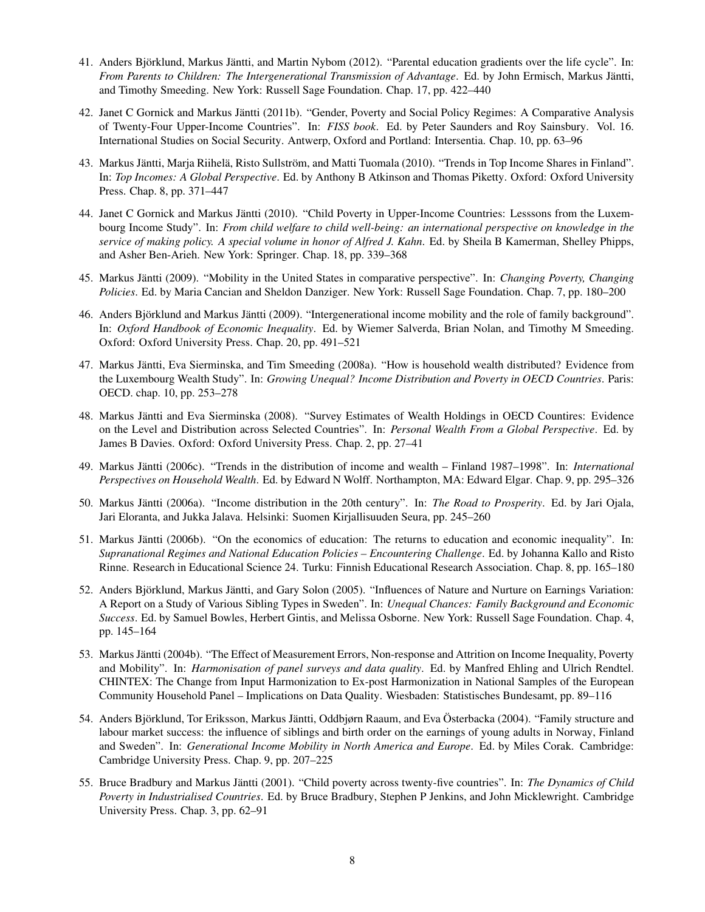41. Anders Björklund, Markus Jäntti, and Martin Nybom (2012). "Parental education gradients over the life cycle". In: *From Parents to Children: The Intergenerational Transmission of Advantage*. Ed. by John Ermisch, Markus Jäntti, and Timothy Smeeding. New York: Russell Sage Foundation. Chap. 17, pp. 422–440

42. Janet C Gornick and Markus Jäntti (2011b). "Gender, Poverty and Social Policy Regimes: A Comparative Analysis of Twenty-Four Upper-Income Countries". In: *FISS book*. Ed. by Peter Saunders and Roy Sainsbury. Vol. 16. International Studies on Social Security. Antwerp, Oxford and Portland: Intersentia. Chap. 10, pp. 63–96

43. Markus Jäntti, Marja Riihelä, Risto Sullström, and Matti Tuomala (2010). "Trends in Top Income Shares in Finland". In: *Top Incomes: A Global Perspective*. Ed. by Anthony B Atkinson and Thomas Piketty. Oxford: Oxford University Press. Chap. 8, pp. 371–447

44. Janet C Gornick and Markus Jäntti (2010). "Child Poverty in Upper-Income Countries: Lesssons from the Luxembourg Income Study". In: *From child welfare to child well-being: an international perspective on knowledge in the service of making policy. A special volume in honor of Alfred J. Kahn*. Ed. by Sheila B Kamerman, Shelley Phipps, and Asher Ben-Arieh. New York: Springer. Chap. 18, pp. 339–368

45. Markus Jäntti (2009). "Mobility in the United States in comparative perspective". In: *Changing Poverty, Changing Policies*. Ed. by Maria Cancian and Sheldon Danziger. New York: Russell Sage Foundation. Chap. 7, pp. 180–200

46. Anders Björklund and Markus Jäntti (2009). "Intergenerational income mobility and the role of family background". In: *Oxford Handbook of Economic Inequality*. Ed. by Wiemer Salverda, Brian Nolan, and Timothy M Smeeding. Oxford: Oxford University Press. Chap. 20, pp. 491–521

47. Markus Jäntti, Eva Sierminska, and Tim Smeeding (2008a). "How is household wealth distributed? Evidence from the Luxembourg Wealth Study". In: *Growing Unequal? Income Distribution and Poverty in OECD Countries*. Paris: OECD. chap. 10, pp. 253–278

48. Markus Jäntti and Eva Sierminska (2008). "Survey Estimates of Wealth Holdings in OECD Countires: Evidence on the Level and Distribution across Selected Countries". In: *Personal Wealth From a Global Perspective*. Ed. by James B Davies. Oxford: Oxford University Press. Chap. 2, pp. 27–41

49. Markus Jäntti (2006c). "Trends in the distribution of income and wealth – Finland 1987–1998". In: *International Perspectives on Household Wealth*. Ed. by Edward N Wolff. Northampton, MA: Edward Elgar. Chap. 9, pp. 295–326

50. Markus Jäntti (2006a). "Income distribution in the 20th century". In: *The Road to Prosperity*. Ed. by Jari Ojala, Jari Eloranta, and Jukka Jalava. Helsinki: Suomen Kirjallisuuden Seura, pp. 245–260

51. Markus Jäntti (2006b). "On the economics of education: The returns to education and economic inequality". In: *Supranational Regimes and National Education Policies – Encountering Challenge*. Ed. by Johanna Kallo and Risto Rinne. Research in Educational Science 24. Turku: Finnish Educational Research Association. Chap. 8, pp. 165–180

52. Anders Björklund, Markus Jäntti, and Gary Solon (2005). "Influences of Nature and Nurture on Earnings Variation: A Report on a Study of Various Sibling Types in Sweden". In: *Unequal Chances: Family Background and Economic Success*. Ed. by Samuel Bowles, Herbert Gintis, and Melissa Osborne. New York: Russell Sage Foundation. Chap. 4, pp. 145–164

53. Markus Jäntti (2004b). "The Effect of Measurement Errors, Non-response and Attrition on Income Inequality, Poverty and Mobility". In: *Harmonisation of panel surveys and data quality*. Ed. by Manfred Ehling and Ulrich Rendtel. CHINTEX: The Change from Input Harmonization to Ex-post Harmonization in National Samples of the European Community Household Panel – Implications on Data Quality. Wiesbaden: Statistisches Bundesamt, pp. 89–116

54. Anders Björklund, Tor Eriksson, Markus Jäntti, Oddbjørn Raaum, and Eva Österbacka (2004). "Family structure and labour market success: the influence of siblings and birth order on the earnings of young adults in Norway, Finland and Sweden". In: *Generational Income Mobility in North America and Europe*. Ed. by Miles Corak. Cambridge: Cambridge University Press. Chap. 9, pp. 207–225

55. Bruce Bradbury and Markus Jäntti (2001). "Child poverty across twenty-five countries". In: *The Dynamics of Child Poverty in Industrialised Countries*. Ed. by Bruce Bradbury, Stephen P Jenkins, and John Micklewright. Cambridge University Press. Chap. 3, pp. 62–91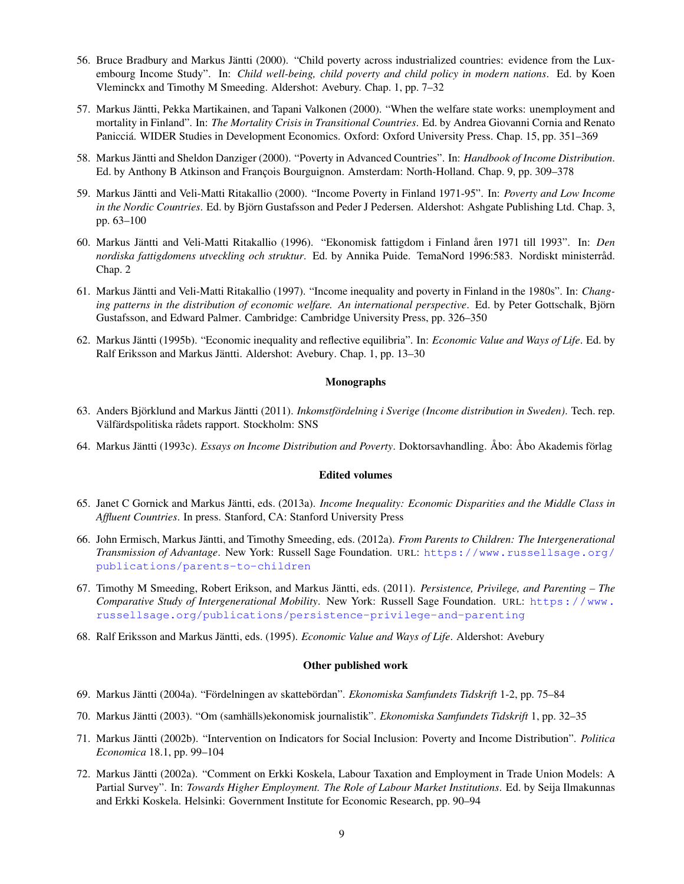56. Bruce Bradbury and Markus Jäntti (2000). "Child poverty across industrialized countries: evidence from the Luxembourg Income Study". In: *Child well-being, child poverty and child policy in modern nations*. Ed. by Koen Vleminckx and Timothy M Smeeding. Aldershot: Avebury. Chap. 1, pp. 7–32

57. Markus Jäntti, Pekka Martikainen, and Tapani Valkonen (2000). "When the welfare state works: unemployment and mortality in Finland". In: *The Mortality Crisis in Transitional Countries*. Ed. by Andrea Giovanni Cornia and Renato Panicciá. WIDER Studies in Development Economics. Oxford: Oxford University Press. Chap. 15, pp. 351–369

58. Markus Jäntti and Sheldon Danziger (2000). "Poverty in Advanced Countries". In: *Handbook of Income Distribution*. Ed. by Anthony B Atkinson and François Bourguignon. Amsterdam: North-Holland. Chap. 9, pp. 309–378

59. Markus Jäntti and Veli-Matti Ritakallio (2000). "Income Poverty in Finland 1971-95". In: *Poverty and Low Income in the Nordic Countries*. Ed. by Björn Gustafsson and Peder J Pedersen. Aldershot: Ashgate Publishing Ltd. Chap. 3, pp. 63–100

60. Markus Jäntti and Veli-Matti Ritakallio (1996). "Ekonomisk fattigdom i Finland åren 1971 till 1993". In: *Den nordiska fattigdomens utveckling och struktur*. Ed. by Annika Puide. TemaNord 1996:583. Nordiskt ministerråd. Chap. 2

61. Markus Jäntti and Veli-Matti Ritakallio (1997). "Income inequality and poverty in Finland in the 1980s". In: *Changing patterns in the distribution of economic welfare. An international perspective*. Ed. by Peter Gottschalk, Björn Gustafsson, and Edward Palmer. Cambridge: Cambridge University Press, pp. 326–350

62. Markus Jäntti (1995b). "Economic inequality and reflective equilibria". In: *Economic Value and Ways of Life*. Ed. by Ralf Eriksson and Markus Jäntti. Aldershot: Avebury. Chap. 1, pp. 13–30

### Monographs

63. Anders Björklund and Markus Jäntti (2011). *Inkomstfördelning i Sverige (Income distribution in Sweden)*. Tech. rep. Välfärdspolitiska rådets rapport. Stockholm: SNS

64. Markus Jäntti (1993c). *Essays on Income Distribution and Poverty*. Doktorsavhandling. Åbo: Åbo Akademis förlag

### Edited volumes

65. Janet C Gornick and Markus Jäntti, eds. (2013a). *Income Inequality: Economic Disparities and the Middle Class in Affluent Countries*. In press. Stanford, CA: Stanford University Press

66. John Ermisch, Markus Jäntti, and Timothy Smeeding, eds. (2012a). *From Parents to Children: The Intergenerational Transmission of Advantage*. New York: Russell Sage Foundation. URL: https://www.russellsage.org/publications/parents-to-children

67. Timothy M Smeeding, Robert Erikson, and Markus Jäntti, eds. (2011). *Persistence, Privilege, and Parenting – The Comparative Study of Intergenerational Mobility*. New York: Russell Sage Foundation. URL: https://www.russellsage.org/publications/persistence-privilege-and-parenting

68. Ralf Eriksson and Markus Jäntti, eds. (1995). *Economic Value and Ways of Life*. Aldershot: Avebury

### Other published work

69. Markus Jäntti (2004a). "Fördelningen av skattebördan". *Ekonomiska Samfundets Tidskrift* 1-2, pp. 75–84

70. Markus Jäntti (2003). "Om (samhälls)ekonomisk journalistik". *Ekonomiska Samfundets Tidskrift* 1, pp. 32–35

71. Markus Jäntti (2002b). "Intervention on Indicators for Social Inclusion: Poverty and Income Distribution". *Politica Economica* 18.1, pp. 99–104

72. Markus Jäntti (2002a). "Comment on Erkki Koskela, Labour Taxation and Employment in Trade Union Models: A Partial Survey". In: *Towards Higher Employment. The Role of Labour Market Institutions*. Ed. by Seija Ilmakunnas and Erkki Koskela. Helsinki: Government Institute for Economic Research, pp. 90–94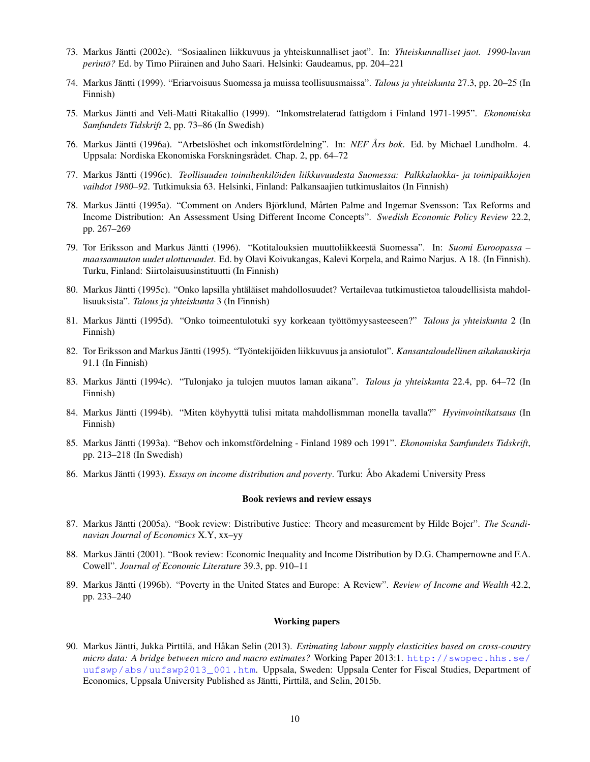73. Markus Jäntti (2002c). "Sosiaalinen liikkuvuus ja yhteiskunnalliset jaot". In: *Yhteiskunnalliset jaot. 1990-luvun perintö?* Ed. by Timo Piirainen and Juho Saari. Helsinki: Gaudeamus, pp. 204–221
74. Markus Jäntti (1999). "Eriarvoisuus Suomessa ja muissa teollisuusmaissa". *Talous ja yhteiskunta* 27.3, pp. 20–25 (In Finnish)
75. Markus Jäntti and Veli-Matti Ritakallio (1999). "Inkomstrelaterad fattigdom i Finland 1971-1995". *Ekonomiska Samfundets Tidskrift* 2, pp. 73–86 (In Swedish)
76. Markus Jäntti (1996a). "Arbetslöshet och inkomstfördelning". In: *NEF Års bok*. Ed. by Michael Lundholm. 4. Uppsala: Nordiska Ekonomiska Forskningsrådet. Chap. 2, pp. 64–72
77. Markus Jäntti (1996c). *Teollisuuden toimihenkilöiden liikkuvuudesta Suomessa: Palkkaluokka- ja toimipaikkojen vaihdot 1980–92*. Tutkimuksia 63. Helsinki, Finland: Palkansaajien tutkimuslaitos (In Finnish)
78. Markus Jäntti (1995a). "Comment on Anders Björklund, Mårten Palme and Ingemar Svensson: Tax Reforms and Income Distribution: An Assessment Using Different Income Concepts". *Swedish Economic Policy Review* 22.2, pp. 267–269
79. Tor Eriksson and Markus Jäntti (1996). "Kotitalouksien muuttoliikkeestä Suomessa". In: *Suomi Euroopassa – maassamuuton uudet ulottuvuudet*. Ed. by Olavi Koivukangas, Kalevi Korpela, and Raimo Narjus. A 18. (In Finnish). Turku, Finland: Siirtolaisuusinstituutti (In Finnish)
80. Markus Jäntti (1995c). "Onko lapsilla yhtäläiset mahdollisuudet? Vertailevaa tutkimustietoa taloudellisista mahdollisuuksista". *Talous ja yhteiskunta* 3 (In Finnish)
81. Markus Jäntti (1995d). "Onko toimeentulotuki syy korkeaan työttömyysasteeseen?" *Talous ja yhteiskunta* 2 (In Finnish)
82. Tor Eriksson and Markus Jäntti (1995). "Työntekijöiden liikkuvuus ja ansiotulot". *Kansantaloudellinen aikakauskirja* 91.1 (In Finnish)
83. Markus Jäntti (1994c). "Tulonjako ja tulojen muutos laman aikana". *Talous ja yhteiskunta* 22.4, pp. 64–72 (In Finnish)
84. Markus Jäntti (1994b). "Miten köyhyyttä tulisi mitata mahdollismman monella tavalla?" *Hyvinvointikatsaus* (In Finnish)
85. Markus Jäntti (1993a). "Behov och inkomstfördelning - Finland 1989 och 1991". *Ekonomiska Samfundets Tidskrift*, pp. 213–218 (In Swedish)
86. Markus Jäntti (1993). *Essays on income distribution and poverty*. Turku: Åbo Akademi University Press

### Book reviews and review essays

87. Markus Jäntti (2005a). "Book review: Distributive Justice: Theory and measurement by Hilde Bojer". *The Scandinavian Journal of Economics* X.Y, xx–yy
88. Markus Jäntti (2001). "Book review: Economic Inequality and Income Distribution by D.G. Champernowne and F.A. Cowell". *Journal of Economic Literature* 39.3, pp. 910–11
89. Markus Jäntti (1996b). "Poverty in the United States and Europe: A Review". *Review of Income and Wealth* 42.2, pp. 233–240

### Working papers

90. Markus Jäntti, Jukka Pirttilä, and Håkan Selin (2013). *Estimating labour supply elasticities based on cross-country micro data: A bridge between micro and macro estimates?* Working Paper 2013:1. http://swopec.hhs.se/uufswp/abs/uufswp2013_001.htm. Uppsala, Sweden: Uppsala Center for Fiscal Studies, Department of Economics, Uppsala University Published as Jäntti, Pirttilä, and Selin, 2015b.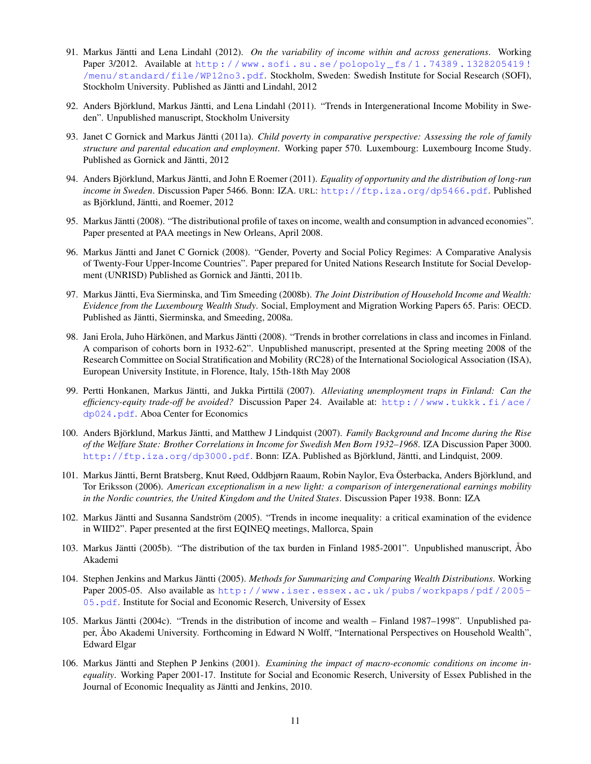91. Markus Jäntti and Lena Lindahl (2012). *On the variability of income within and across generations*. Working Paper 3/2012. Available at http://www.sofi.su.se/polopoly_fs/1.74389.1328205419!/menu/standard/file/WP12no3.pdf. Stockholm, Sweden: Swedish Institute for Social Research (SOFI), Stockholm University. Published as Jäntti and Lindahl, 2012

92. Anders Björklund, Markus Jäntti, and Lena Lindahl (2011). "Trends in Intergenerational Income Mobility in Sweden". Unpublished manuscript, Stockholm University

93. Janet C Gornick and Markus Jäntti (2011a). *Child poverty in comparative perspective: Assessing the role of family structure and parental education and employment*. Working paper 570. Luxembourg: Luxembourg Income Study. Published as Gornick and Jäntti, 2012

94. Anders Björklund, Markus Jäntti, and John E Roemer (2011). *Equality of opportunity and the distribution of long-run income in Sweden*. Discussion Paper 5466. Bonn: IZA. URL: http://ftp.iza.org/dp5466.pdf. Published as Björklund, Jäntti, and Roemer, 2012

95. Markus Jäntti (2008). "The distributional profile of taxes on income, wealth and consumption in advanced economies". Paper presented at PAA meetings in New Orleans, April 2008.

96. Markus Jäntti and Janet C Gornick (2008). "Gender, Poverty and Social Policy Regimes: A Comparative Analysis of Twenty-Four Upper-Income Countries". Paper prepared for United Nations Research Institute for Social Development (UNRISD) Published as Gornick and Jäntti, 2011b.

97. Markus Jäntti, Eva Sierminska, and Tim Smeeding (2008b). *The Joint Distribution of Household Income and Wealth: Evidence from the Luxembourg Wealth Study*. Social, Employment and Migration Working Papers 65. Paris: OECD. Published as Jäntti, Sierminska, and Smeeding, 2008a.

98. Jani Erola, Juho Härkönen, and Markus Jäntti (2008). "Trends in brother correlations in class and incomes in Finland. A comparison of cohorts born in 1932-62". Unpublished manuscript, presented at the Spring meeting 2008 of the Research Committee on Social Stratification and Mobility (RC28) of the International Sociological Association (ISA), European University Institute, in Florence, Italy, 15th-18th May 2008

99. Pertti Honkanen, Markus Jäntti, and Jukka Pirttilä (2007). *Alleviating unemployment traps in Finland: Can the efficiency-equity trade-off be avoided?* Discussion Paper 24. Available at: http://www.tukkk.fi/ace/dp024.pdf. Aboa Center for Economics

100. Anders Björklund, Markus Jäntti, and Matthew J Lindquist (2007). *Family Background and Income during the Rise of the Welfare State: Brother Correlations in Income for Swedish Men Born 1932–1968*. IZA Discussion Paper 3000. http://ftp.iza.org/dp3000.pdf. Bonn: IZA. Published as Björklund, Jäntti, and Lindquist, 2009.

101. Markus Jäntti, Bernt Bratsberg, Knut Røed, Oddbjørn Raaum, Robin Naylor, Eva Österbacka, Anders Björklund, and Tor Eriksson (2006). *American exceptionalism in a new light: a comparison of intergenerational earnings mobility in the Nordic countries, the United Kingdom and the United States*. Discussion Paper 1938. Bonn: IZA

102. Markus Jäntti and Susanna Sandström (2005). "Trends in income inequality: a critical examination of the evidence in WIID2". Paper presented at the first EQINEQ meetings, Mallorca, Spain

103. Markus Jäntti (2005b). "The distribution of the tax burden in Finland 1985-2001". Unpublished manuscript, Åbo Akademi

104. Stephen Jenkins and Markus Jäntti (2005). *Methods for Summarizing and Comparing Wealth Distributions*. Working Paper 2005-05. Also available as http://www.iser.essex.ac.uk/pubs/workpaps/pdf/2005-05.pdf. Institute for Social and Economic Reserch, University of Essex

105. Markus Jäntti (2004c). "Trends in the distribution of income and wealth – Finland 1987–1998". Unpublished paper, Åbo Akademi University. Forthcoming in Edward N Wolff, "International Perspectives on Household Wealth", Edward Elgar

106. Markus Jäntti and Stephen P Jenkins (2001). *Examining the impact of macro-economic conditions on income inequality*. Working Paper 2001-17. Institute for Social and Economic Reserch, University of Essex Published in the Journal of Economic Inequality as Jäntti and Jenkins, 2010.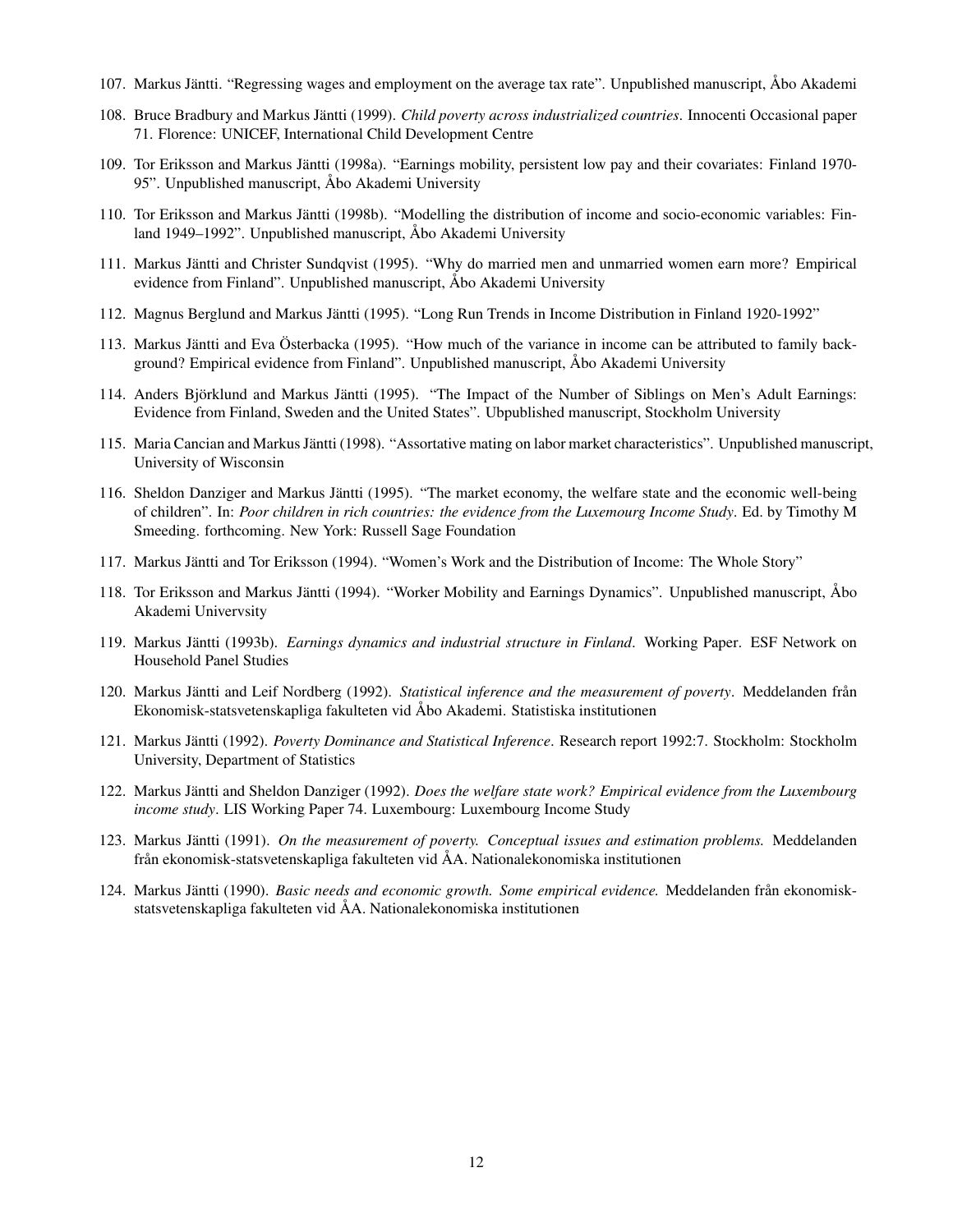107. Markus Jäntti. "Regressing wages and employment on the average tax rate". Unpublished manuscript, Åbo Akademi
108. Bruce Bradbury and Markus Jäntti (1999). *Child poverty across industrialized countries*. Innocenti Occasional paper 71. Florence: UNICEF, International Child Development Centre
109. Tor Eriksson and Markus Jäntti (1998a). "Earnings mobility, persistent low pay and their covariates: Finland 1970-95". Unpublished manuscript, Åbo Akademi University
110. Tor Eriksson and Markus Jäntti (1998b). "Modelling the distribution of income and socio-economic variables: Finland 1949–1992". Unpublished manuscript, Åbo Akademi University
111. Markus Jäntti and Christer Sundqvist (1995). "Why do married men and unmarried women earn more? Empirical evidence from Finland". Unpublished manuscript, Åbo Akademi University
112. Magnus Berglund and Markus Jäntti (1995). "Long Run Trends in Income Distribution in Finland 1920-1992"
113. Markus Jäntti and Eva Österbacka (1995). "How much of the variance in income can be attributed to family background? Empirical evidence from Finland". Unpublished manuscript, Åbo Akademi University
114. Anders Björklund and Markus Jäntti (1995). "The Impact of the Number of Siblings on Men's Adult Earnings: Evidence from Finland, Sweden and the United States". Ubpublished manuscript, Stockholm University
115. Maria Cancian and Markus Jäntti (1998). "Assortative mating on labor market characteristics". Unpublished manuscript, University of Wisconsin
116. Sheldon Danziger and Markus Jäntti (1995). "The market economy, the welfare state and the economic well-being of children". In: *Poor children in rich countries: the evidence from the Luxemourg Income Study*. Ed. by Timothy M Smeeding. forthcoming. New York: Russell Sage Foundation
117. Markus Jäntti and Tor Eriksson (1994). "Women's Work and the Distribution of Income: The Whole Story"
118. Tor Eriksson and Markus Jäntti (1994). "Worker Mobility and Earnings Dynamics". Unpublished manuscript, Åbo Akademi Univervsity
119. Markus Jäntti (1993b). *Earnings dynamics and industrial structure in Finland*. Working Paper. ESF Network on Household Panel Studies
120. Markus Jäntti and Leif Nordberg (1992). *Statistical inference and the measurement of poverty*. Meddelanden från Ekonomisk-statsvetenskapliga fakulteten vid Åbo Akademi. Statistiska institutionen
121. Markus Jäntti (1992). *Poverty Dominance and Statistical Inference*. Research report 1992:7. Stockholm: Stockholm University, Department of Statistics
122. Markus Jäntti and Sheldon Danziger (1992). *Does the welfare state work? Empirical evidence from the Luxembourg income study*. LIS Working Paper 74. Luxembourg: Luxembourg Income Study
123. Markus Jäntti (1991). *On the measurement of poverty. Conceptual issues and estimation problems.* Meddelanden från ekonomisk-statsvetenskapliga fakulteten vid ÅA. Nationalekonomiska institutionen
124. Markus Jäntti (1990). *Basic needs and economic growth. Some empirical evidence.* Meddelanden från ekonomisk-statsvetenskapliga fakulteten vid ÅA. Nationalekonomiska institutionen